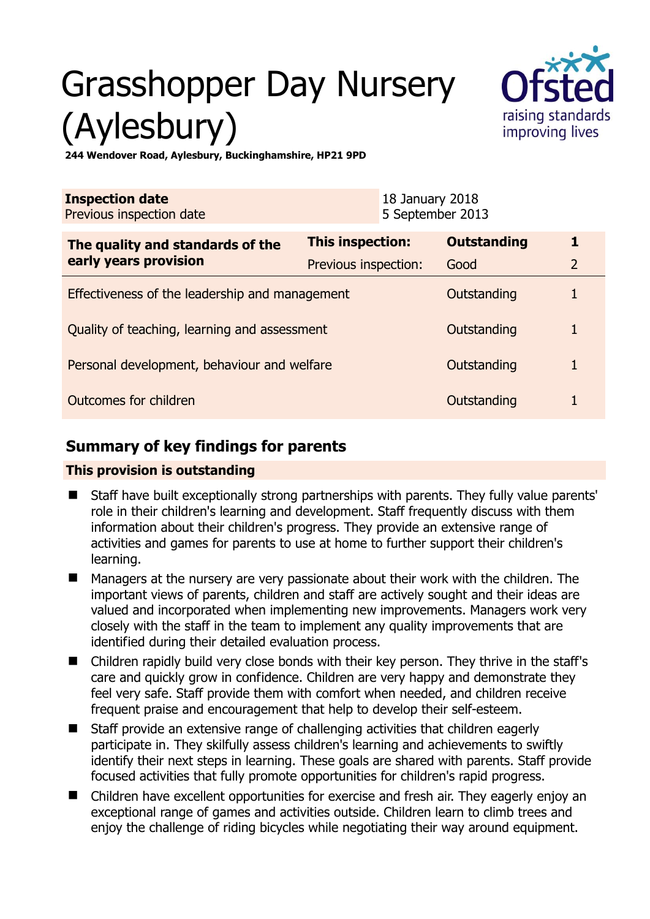# Grasshopper Day Nursery (Aylesbury)

**244 Wendover Road, Aylesbury, Buckinghamshire, HP21 9PD**

| **Inspection date** | 18 January 2018 |
|---|---|
| Previous inspection date | 5 September 2013 |

| **The quality and standards of the early years provision** | **This inspection:** | **Outstanding** | **1** |
|---|---|---|---|
| | Previous inspection: | Good | 2 |
| Effectiveness of the leadership and management | | Outstanding | 1 |
| Quality of teaching, learning and assessment | | Outstanding | 1 |
| Personal development, behaviour and welfare | | Outstanding | 1 |
| Outcomes for children | | Outstanding | 1 |

## Summary of key findings for parents

**This provision is outstanding**

- Staff have built exceptionally strong partnerships with parents. They fully value parents' role in their children's learning and development. Staff frequently discuss with them information about their children's progress. They provide an extensive range of activities and games for parents to use at home to further support their children's learning.
- Managers at the nursery are very passionate about their work with the children. The important views of parents, children and staff are actively sought and their ideas are valued and incorporated when implementing new improvements. Managers work very closely with the staff in the team to implement any quality improvements that are identified during their detailed evaluation process.
- Children rapidly build very close bonds with their key person. They thrive in the staff's care and quickly grow in confidence. Children are very happy and demonstrate they feel very safe. Staff provide them with comfort when needed, and children receive frequent praise and encouragement that help to develop their self-esteem.
- Staff provide an extensive range of challenging activities that children eagerly participate in. They skilfully assess children's learning and achievements to swiftly identify their next steps in learning. These goals are shared with parents. Staff provide focused activities that fully promote opportunities for children's rapid progress.
- Children have excellent opportunities for exercise and fresh air. They eagerly enjoy an exceptional range of games and activities outside. Children learn to climb trees and enjoy the challenge of riding bicycles while negotiating their way around equipment.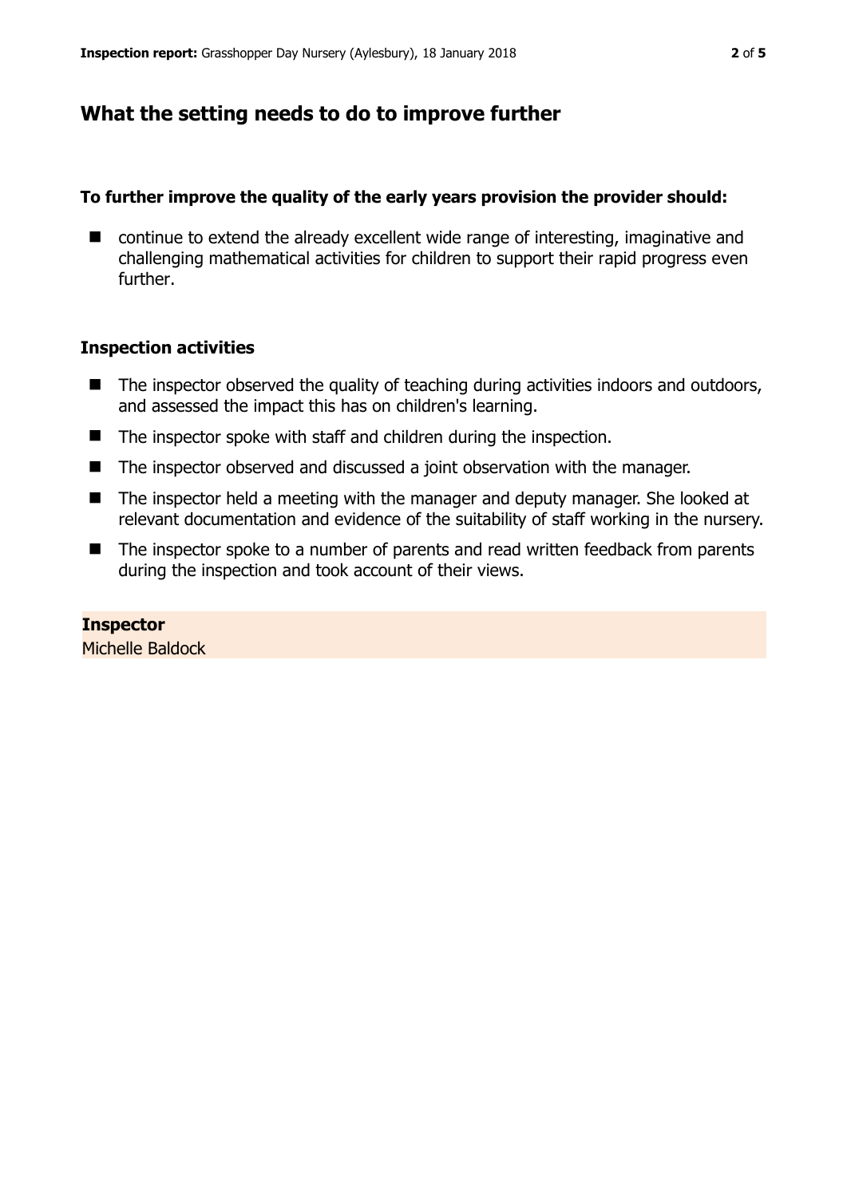## What the setting needs to do to improve further

### To further improve the quality of the early years provision the provider should:

- continue to extend the already excellent wide range of interesting, imaginative and challenging mathematical activities for children to support their rapid progress even further.

### Inspection activities

- The inspector observed the quality of teaching during activities indoors and outdoors, and assessed the impact this has on children's learning.
- The inspector spoke with staff and children during the inspection.
- The inspector observed and discussed a joint observation with the manager.
- The inspector held a meeting with the manager and deputy manager. She looked at relevant documentation and evidence of the suitability of staff working in the nursery.
- The inspector spoke to a number of parents and read written feedback from parents during the inspection and took account of their views.

**Inspector**
Michelle Baldock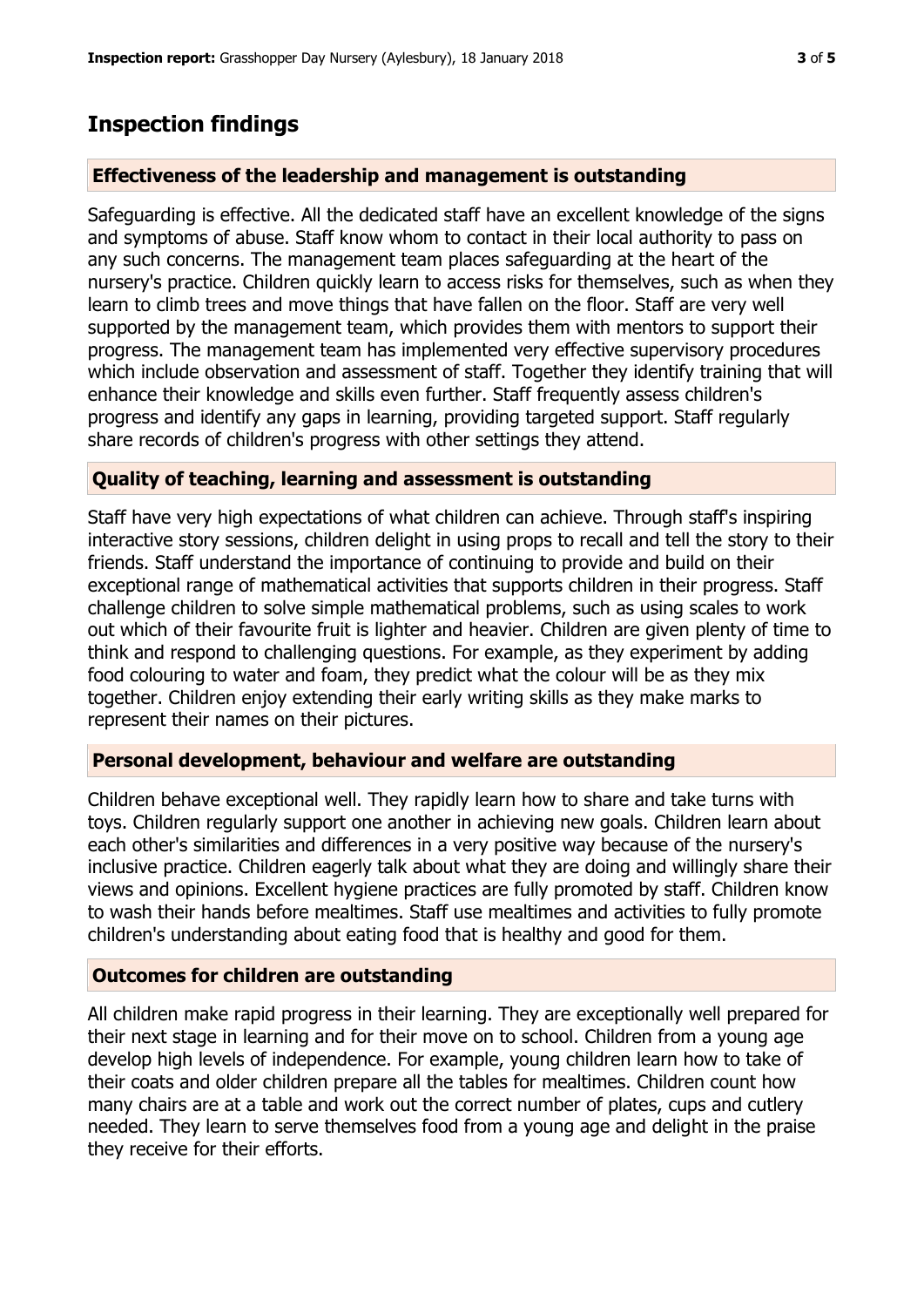# Inspection findings

### Effectiveness of the leadership and management is outstanding

Safeguarding is effective. All the dedicated staff have an excellent knowledge of the signs and symptoms of abuse. Staff know whom to contact in their local authority to pass on any such concerns. The management team places safeguarding at the heart of the nursery's practice. Children quickly learn to access risks for themselves, such as when they learn to climb trees and move things that have fallen on the floor. Staff are very well supported by the management team, which provides them with mentors to support their progress. The management team has implemented very effective supervisory procedures which include observation and assessment of staff. Together they identify training that will enhance their knowledge and skills even further. Staff frequently assess children's progress and identify any gaps in learning, providing targeted support. Staff regularly share records of children's progress with other settings they attend.

### Quality of teaching, learning and assessment is outstanding

Staff have very high expectations of what children can achieve. Through staff's inspiring interactive story sessions, children delight in using props to recall and tell the story to their friends. Staff understand the importance of continuing to provide and build on their exceptional range of mathematical activities that supports children in their progress. Staff challenge children to solve simple mathematical problems, such as using scales to work out which of their favourite fruit is lighter and heavier. Children are given plenty of time to think and respond to challenging questions. For example, as they experiment by adding food colouring to water and foam, they predict what the colour will be as they mix together. Children enjoy extending their early writing skills as they make marks to represent their names on their pictures.

### Personal development, behaviour and welfare are outstanding

Children behave exceptional well. They rapidly learn how to share and take turns with toys. Children regularly support one another in achieving new goals. Children learn about each other's similarities and differences in a very positive way because of the nursery's inclusive practice. Children eagerly talk about what they are doing and willingly share their views and opinions. Excellent hygiene practices are fully promoted by staff. Children know to wash their hands before mealtimes. Staff use mealtimes and activities to fully promote children's understanding about eating food that is healthy and good for them.

### Outcomes for children are outstanding

All children make rapid progress in their learning. They are exceptionally well prepared for their next stage in learning and for their move on to school. Children from a young age develop high levels of independence. For example, young children learn how to take of their coats and older children prepare all the tables for mealtimes. Children count how many chairs are at a table and work out the correct number of plates, cups and cutlery needed. They learn to serve themselves food from a young age and delight in the praise they receive for their efforts.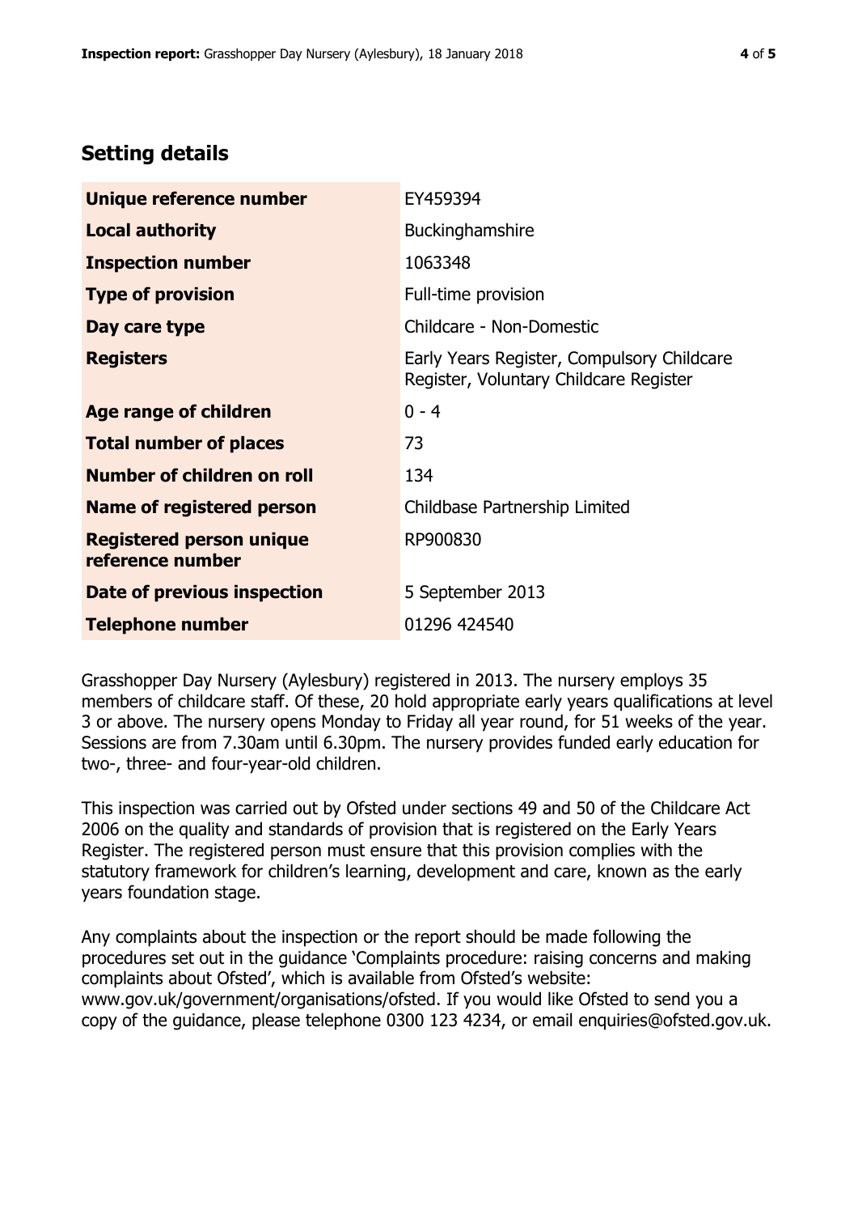## Setting details

| | |
|---|---|
| **Unique reference number** | EY459394 |
| **Local authority** | Buckinghamshire |
| **Inspection number** | 1063348 |
| **Type of provision** | Full-time provision |
| **Day care type** | Childcare - Non-Domestic |
| **Registers** | Early Years Register, Compulsory Childcare Register, Voluntary Childcare Register |
| **Age range of children** | 0 - 4 |
| **Total number of places** | 73 |
| **Number of children on roll** | 134 |
| **Name of registered person** | Childbase Partnership Limited |
| **Registered person unique reference number** | RP900830 |
| **Date of previous inspection** | 5 September 2013 |
| **Telephone number** | 01296 424540 |

Grasshopper Day Nursery (Aylesbury) registered in 2013. The nursery employs 35 members of childcare staff. Of these, 20 hold appropriate early years qualifications at level 3 or above. The nursery opens Monday to Friday all year round, for 51 weeks of the year. Sessions are from 7.30am until 6.30pm. The nursery provides funded early education for two-, three- and four-year-old children.

This inspection was carried out by Ofsted under sections 49 and 50 of the Childcare Act 2006 on the quality and standards of provision that is registered on the Early Years Register. The registered person must ensure that this provision complies with the statutory framework for children's learning, development and care, known as the early years foundation stage.

Any complaints about the inspection or the report should be made following the procedures set out in the guidance 'Complaints procedure: raising concerns and making complaints about Ofsted', which is available from Ofsted's website: www.gov.uk/government/organisations/ofsted. If you would like Ofsted to send you a copy of the guidance, please telephone 0300 123 4234, or email enquiries@ofsted.gov.uk.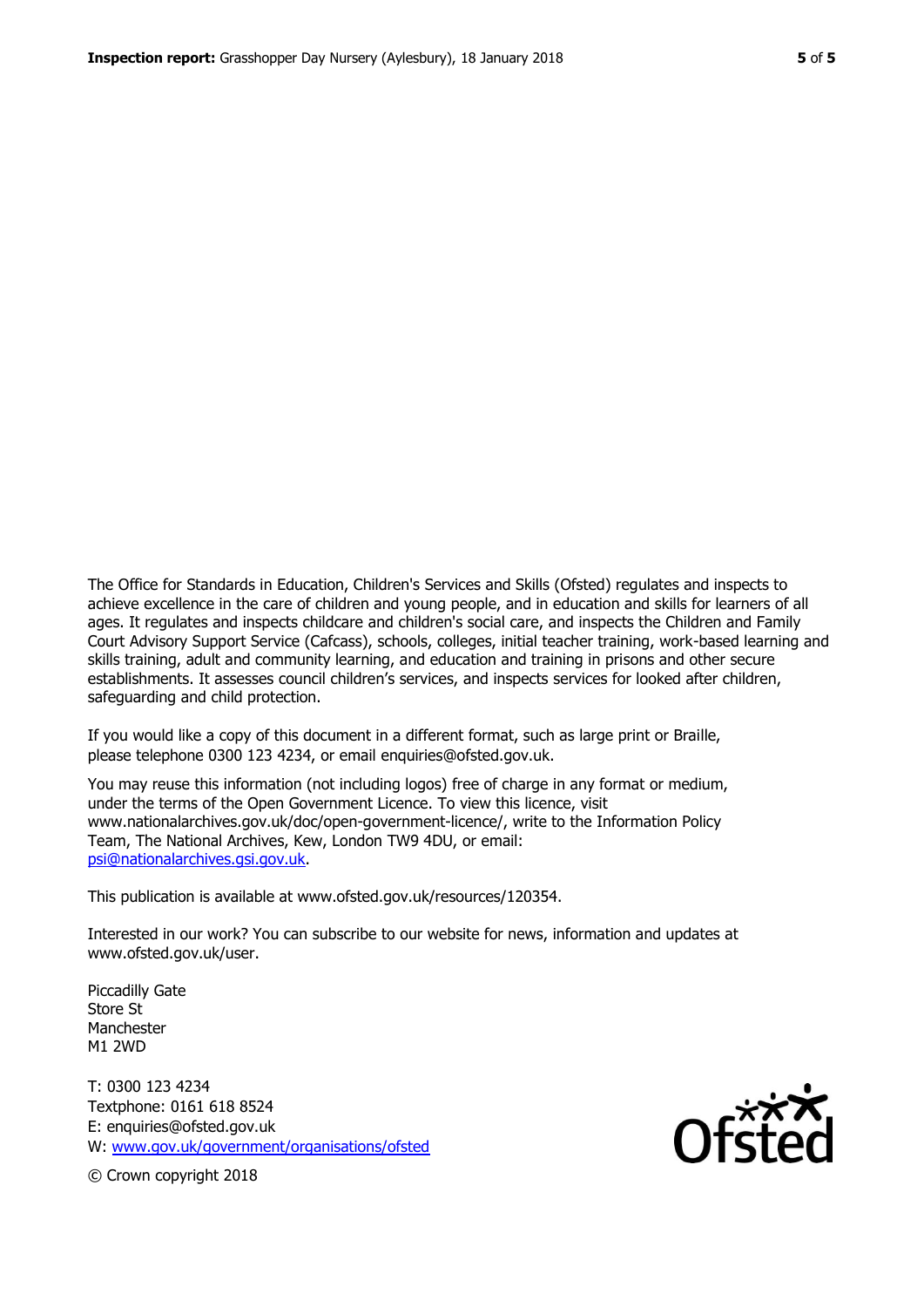The Office for Standards in Education, Children's Services and Skills (Ofsted) regulates and inspects to achieve excellence in the care of children and young people, and in education and skills for learners of all ages. It regulates and inspects childcare and children's social care, and inspects the Children and Family Court Advisory Support Service (Cafcass), schools, colleges, initial teacher training, work-based learning and skills training, adult and community learning, and education and training in prisons and other secure establishments. It assesses council children's services, and inspects services for looked after children, safeguarding and child protection.

If you would like a copy of this document in a different format, such as large print or Braille, please telephone 0300 123 4234, or email enquiries@ofsted.gov.uk.

You may reuse this information (not including logos) free of charge in any format or medium, under the terms of the Open Government Licence. To view this licence, visit www.nationalarchives.gov.uk/doc/open-government-licence/, write to the Information Policy Team, The National Archives, Kew, London TW9 4DU, or email: psi@nationalarchives.gsi.gov.uk.

This publication is available at www.ofsted.gov.uk/resources/120354.

Interested in our work? You can subscribe to our website for news, information and updates at www.ofsted.gov.uk/user.

Piccadilly Gate
Store St
Manchester
M1 2WD

T: 0300 123 4234
Textphone: 0161 618 8524
E: enquiries@ofsted.gov.uk
W: www.gov.uk/government/organisations/ofsted

© Crown copyright 2018